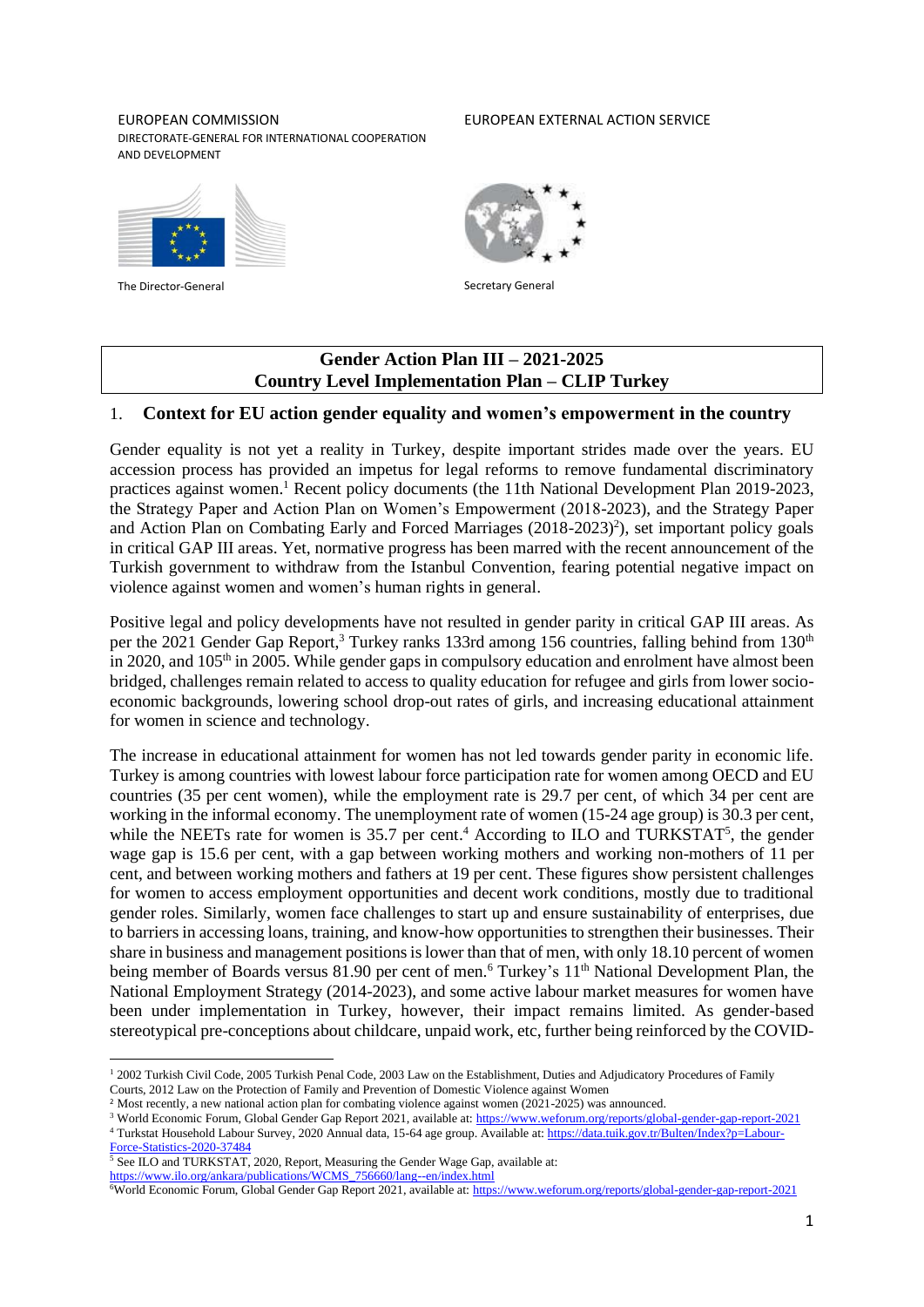EUROPEAN COMMISSION
DIRECTORATE-GENERAL FOR INTERNATIONAL COOPERATION AND DEVELOPMENT

The Director-General

EUROPEAN EXTERNAL ACTION SERVICE

Secretary General

# Gender Action Plan III – 2021-2025
# Country Level Implementation Plan – CLIP Turkey

## 1. Context for EU action gender equality and women's empowerment in the country

Gender equality is not yet a reality in Turkey, despite important strides made over the years. EU accession process has provided an impetus for legal reforms to remove fundamental discriminatory practices against women.[1] Recent policy documents (the 11th National Development Plan 2019-2023, the Strategy Paper and Action Plan on Women's Empowerment (2018-2023), and the Strategy Paper and Action Plan on Combating Early and Forced Marriages (2018-2023)[2]), set important policy goals in critical GAP III areas. Yet, normative progress has been marred with the recent announcement of the Turkish government to withdraw from the Istanbul Convention, fearing potential negative impact on violence against women and women's human rights in general.

Positive legal and policy developments have not resulted in gender parity in critical GAP III areas. As per the 2021 Gender Gap Report,[3] Turkey ranks 133rd among 156 countries, falling behind from 130th in 2020, and 105th in 2005. While gender gaps in compulsory education and enrolment have almost been bridged, challenges remain related to access to quality education for refugee and girls from lower socio-economic backgrounds, lowering school drop-out rates of girls, and increasing educational attainment for women in science and technology.

The increase in educational attainment for women has not led towards gender parity in economic life. Turkey is among countries with lowest labour force participation rate for women among OECD and EU countries (35 per cent women), while the employment rate is 29.7 per cent, of which 34 per cent are working in the informal economy. The unemployment rate of women (15-24 age group) is 30.3 per cent, while the NEETs rate for women is 35.7 per cent.[4] According to ILO and TURKSTAT[5], the gender wage gap is 15.6 per cent, with a gap between working mothers and working non-mothers of 11 per cent, and between working mothers and fathers at 19 per cent. These figures show persistent challenges for women to access employment opportunities and decent work conditions, mostly due to traditional gender roles. Similarly, women face challenges to start up and ensure sustainability of enterprises, due to barriers in accessing loans, training, and know-how opportunities to strengthen their businesses. Their share in business and management positions is lower than that of men, with only 18.10 percent of women being member of Boards versus 81.90 per cent of men.[6] Turkey's 11th National Development Plan, the National Employment Strategy (2014-2023), and some active labour market measures for women have been under implementation in Turkey, however, their impact remains limited. As gender-based stereotypical pre-conceptions about childcare, unpaid work, etc, further being reinforced by the COVID-

---

[1] 2002 Turkish Civil Code, 2005 Turkish Penal Code, 2003 Law on the Establishment, Duties and Adjudicatory Procedures of Family Courts, 2012 Law on the Protection of Family and Prevention of Domestic Violence against Women

[2] Most recently, a new national action plan for combating violence against women (2021-2025) was announced.

[3] World Economic Forum, Global Gender Gap Report 2021, available at: https://www.weforum.org/reports/global-gender-gap-report-2021

[4] Turkstat Household Labour Survey, 2020 Annual data, 15-64 age group. Available at: https://data.tuik.gov.tr/Bulten/Index?p=Labour-Force-Statistics-2020-37484

[5] See ILO and TURKSTAT, 2020, Report, Measuring the Gender Wage Gap, available at: https://www.ilo.org/ankara/publications/WCMS_756660/lang--en/index.html

[6] World Economic Forum, Global Gender Gap Report 2021, available at: https://www.weforum.org/reports/global-gender-gap-report-2021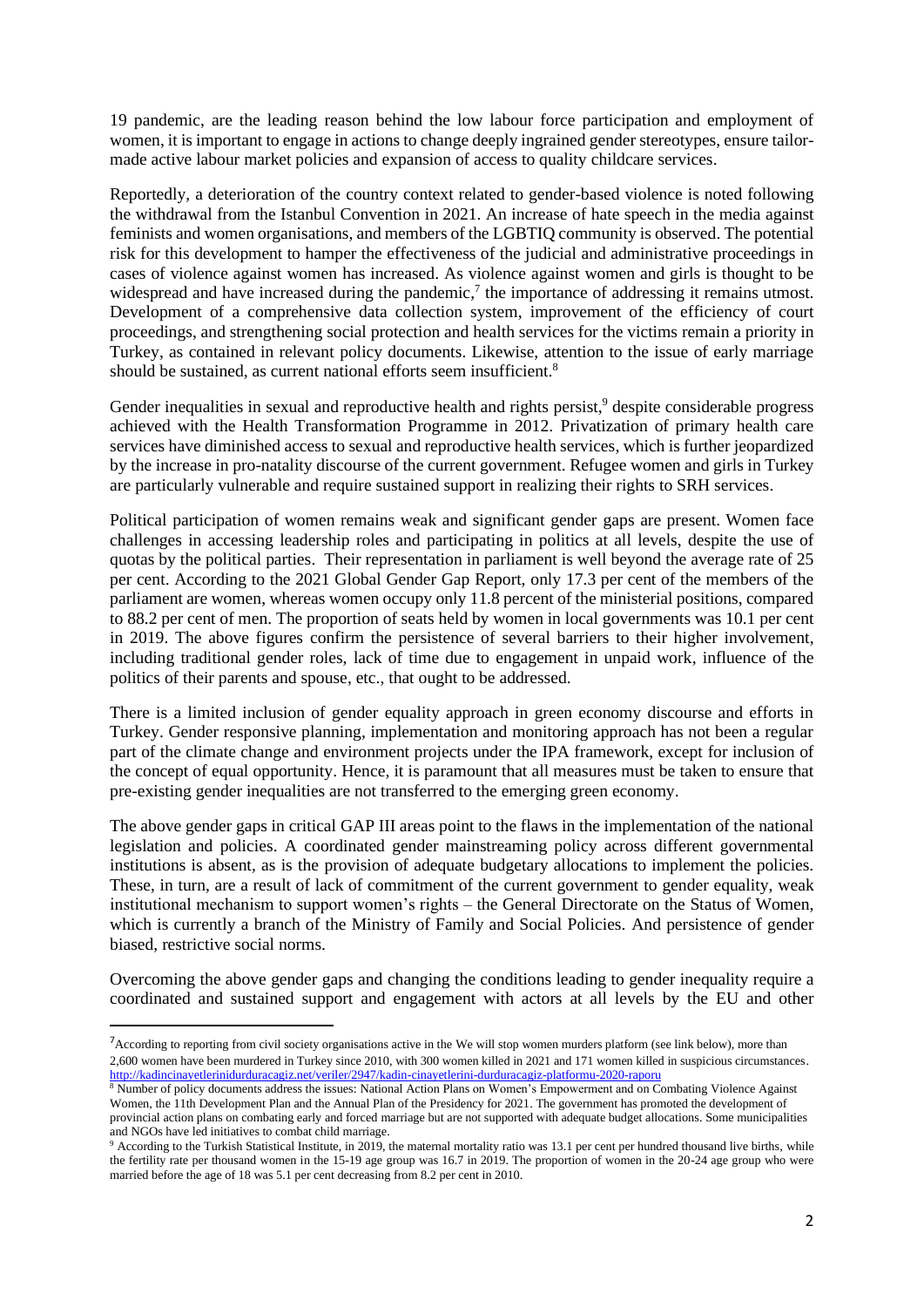19 pandemic, are the leading reason behind the low labour force participation and employment of women, it is important to engage in actions to change deeply ingrained gender stereotypes, ensure tailor-made active labour market policies and expansion of access to quality childcare services.

Reportedly, a deterioration of the country context related to gender-based violence is noted following the withdrawal from the Istanbul Convention in 2021. An increase of hate speech in the media against feminists and women organisations, and members of the LGBTIQ community is observed. The potential risk for this development to hamper the effectiveness of the judicial and administrative proceedings in cases of violence against women has increased. As violence against women and girls is thought to be widespread and have increased during the pandemic,[7] the importance of addressing it remains utmost. Development of a comprehensive data collection system, improvement of the efficiency of court proceedings, and strengthening social protection and health services for the victims remain a priority in Turkey, as contained in relevant policy documents. Likewise, attention to the issue of early marriage should be sustained, as current national efforts seem insufficient.[8]

Gender inequalities in sexual and reproductive health and rights persist,[9] despite considerable progress achieved with the Health Transformation Programme in 2012. Privatization of primary health care services have diminished access to sexual and reproductive health services, which is further jeopardized by the increase in pro-natality discourse of the current government. Refugee women and girls in Turkey are particularly vulnerable and require sustained support in realizing their rights to SRH services.

Political participation of women remains weak and significant gender gaps are present. Women face challenges in accessing leadership roles and participating in politics at all levels, despite the use of quotas by the political parties. Their representation in parliament is well beyond the average rate of 25 per cent. According to the 2021 Global Gender Gap Report, only 17.3 per cent of the members of the parliament are women, whereas women occupy only 11.8 percent of the ministerial positions, compared to 88.2 per cent of men. The proportion of seats held by women in local governments was 10.1 per cent in 2019. The above figures confirm the persistence of several barriers to their higher involvement, including traditional gender roles, lack of time due to engagement in unpaid work, influence of the politics of their parents and spouse, etc., that ought to be addressed.

There is a limited inclusion of gender equality approach in green economy discourse and efforts in Turkey. Gender responsive planning, implementation and monitoring approach has not been a regular part of the climate change and environment projects under the IPA framework, except for inclusion of the concept of equal opportunity. Hence, it is paramount that all measures must be taken to ensure that pre-existing gender inequalities are not transferred to the emerging green economy.

The above gender gaps in critical GAP III areas point to the flaws in the implementation of the national legislation and policies. A coordinated gender mainstreaming policy across different governmental institutions is absent, as is the provision of adequate budgetary allocations to implement the policies. These, in turn, are a result of lack of commitment of the current government to gender equality, weak institutional mechanism to support women's rights – the General Directorate on the Status of Women, which is currently a branch of the Ministry of Family and Social Policies. And persistence of gender biased, restrictive social norms.

Overcoming the above gender gaps and changing the conditions leading to gender inequality require a coordinated and sustained support and engagement with actors at all levels by the EU and other

---

[7] According to reporting from civil society organisations active in the We will stop women murders platform (see link below), more than 2,600 women have been murdered in Turkey since 2010, with 300 women killed in 2021 and 171 women killed in suspicious circumstances. http://kadincinayetlerinidurduracagiz.net/veriler/2947/kadin-cinayetlerini-durduracagiz-platformu-2020-raporu

[8] Number of policy documents address the issues: National Action Plans on Women's Empowerment and on Combating Violence Against Women, the 11th Development Plan and the Annual Plan of the Presidency for 2021. The government has promoted the development of provincial action plans on combating early and forced marriage but are not supported with adequate budget allocations. Some municipalities and NGOs have led initiatives to combat child marriage.

[9] According to the Turkish Statistical Institute, in 2019, the maternal mortality ratio was 13.1 per cent per hundred thousand live births, while the fertility rate per thousand women in the 15-19 age group was 16.7 in 2019. The proportion of women in the 20-24 age group who were married before the age of 18 was 5.1 per cent decreasing from 8.2 per cent in 2010.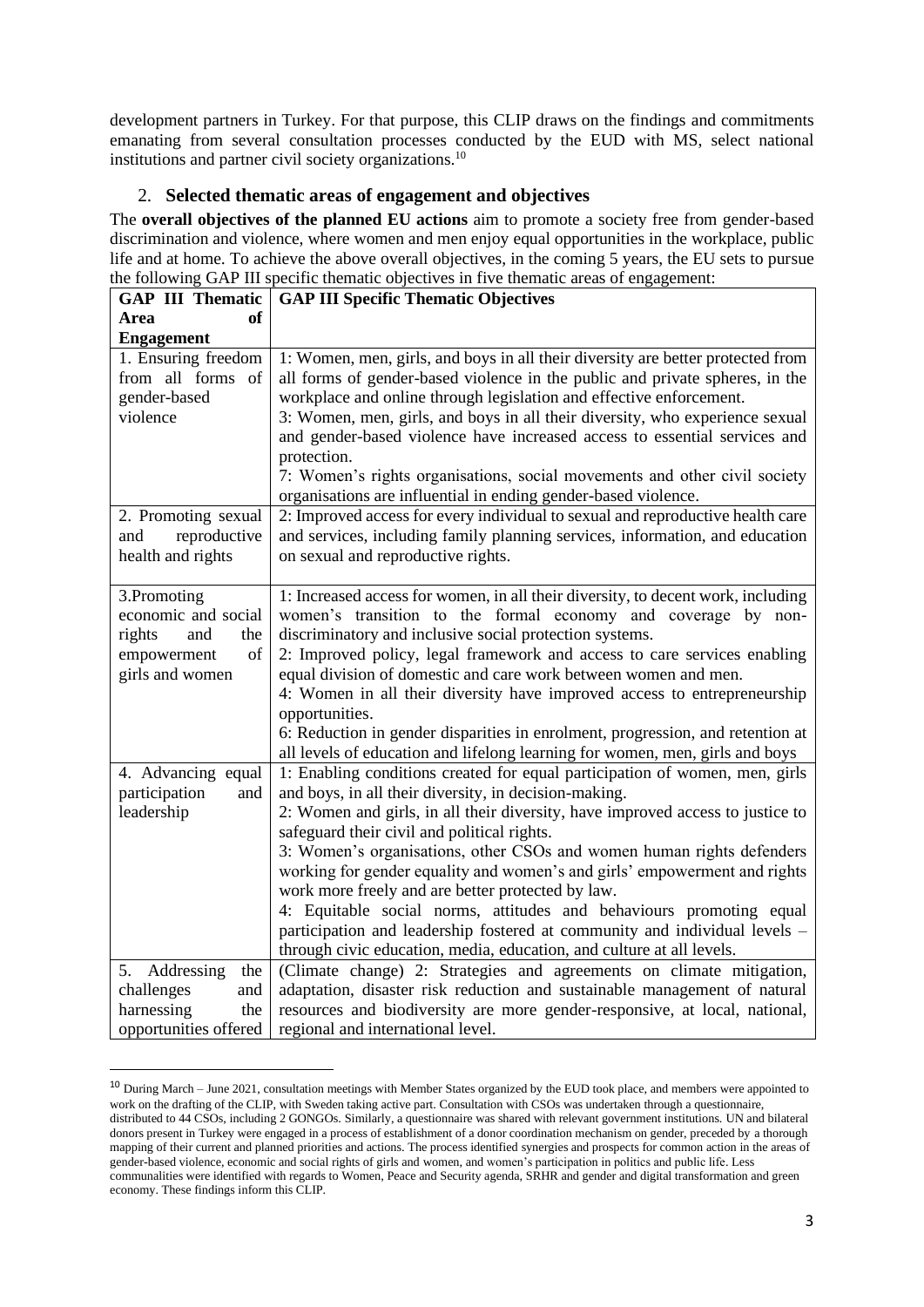development partners in Turkey. For that purpose, this CLIP draws on the findings and commitments emanating from several consultation processes conducted by the EUD with MS, select national institutions and partner civil society organizations.[10]

## 2. Selected thematic areas of engagement and objectives

The **overall objectives of the planned EU actions** aim to promote a society free from gender-based discrimination and violence, where women and men enjoy equal opportunities in the workplace, public life and at home. To achieve the above overall objectives, in the coming 5 years, the EU sets to pursue the following GAP III specific thematic objectives in five thematic areas of engagement:

| GAP III Thematic Area of Engagement | GAP III Specific Thematic Objectives |
|---|---|
| 1. Ensuring freedom from all forms of gender-based violence | 1: Women, men, girls, and boys in all their diversity are better protected from all forms of gender-based violence in the public and private spheres, in the workplace and online through legislation and effective enforcement.<br>3: Women, men, girls, and boys in all their diversity, who experience sexual and gender-based violence have increased access to essential services and protection.<br>7: Women's rights organisations, social movements and other civil society organisations are influential in ending gender-based violence. |
| 2. Promoting sexual and reproductive health and rights | 2: Improved access for every individual to sexual and reproductive health care and services, including family planning services, information, and education on sexual and reproductive rights. |
| 3.Promoting economic and social rights and the empowerment of girls and women | 1: Increased access for women, in all their diversity, to decent work, including women's transition to the formal economy and coverage by non-discriminatory and inclusive social protection systems.<br>2: Improved policy, legal framework and access to care services enabling equal division of domestic and care work between women and men.<br>4: Women in all their diversity have improved access to entrepreneurship opportunities.<br>6: Reduction in gender disparities in enrolment, progression, and retention at all levels of education and lifelong learning for women, men, girls and boys |
| 4. Advancing equal participation and leadership | 1: Enabling conditions created for equal participation of women, men, girls and boys, in all their diversity, in decision-making.<br>2: Women and girls, in all their diversity, have improved access to justice to safeguard their civil and political rights.<br>3: Women's organisations, other CSOs and women human rights defenders working for gender equality and women's and girls' empowerment and rights work more freely and are better protected by law.<br>4: Equitable social norms, attitudes and behaviours promoting equal participation and leadership fostered at community and individual levels – through civic education, media, education, and culture at all levels. |
| 5. Addressing the challenges and harnessing the opportunities offered | (Climate change) 2: Strategies and agreements on climate mitigation, adaptation, disaster risk reduction and sustainable management of natural resources and biodiversity are more gender-responsive, at local, national, regional and international level. |

[10] During March – June 2021, consultation meetings with Member States organized by the EUD took place, and members were appointed to work on the drafting of the CLIP, with Sweden taking active part. Consultation with CSOs was undertaken through a questionnaire, distributed to 44 CSOs, including 2 GONGOs. Similarly, a questionnaire was shared with relevant government institutions. UN and bilateral donors present in Turkey were engaged in a process of establishment of a donor coordination mechanism on gender, preceded by a thorough mapping of their current and planned priorities and actions. The process identified synergies and prospects for common action in the areas of gender-based violence, economic and social rights of girls and women, and women's participation in politics and public life. Less communalities were identified with regards to Women, Peace and Security agenda, SRHR and gender and digital transformation and green economy. These findings inform this CLIP.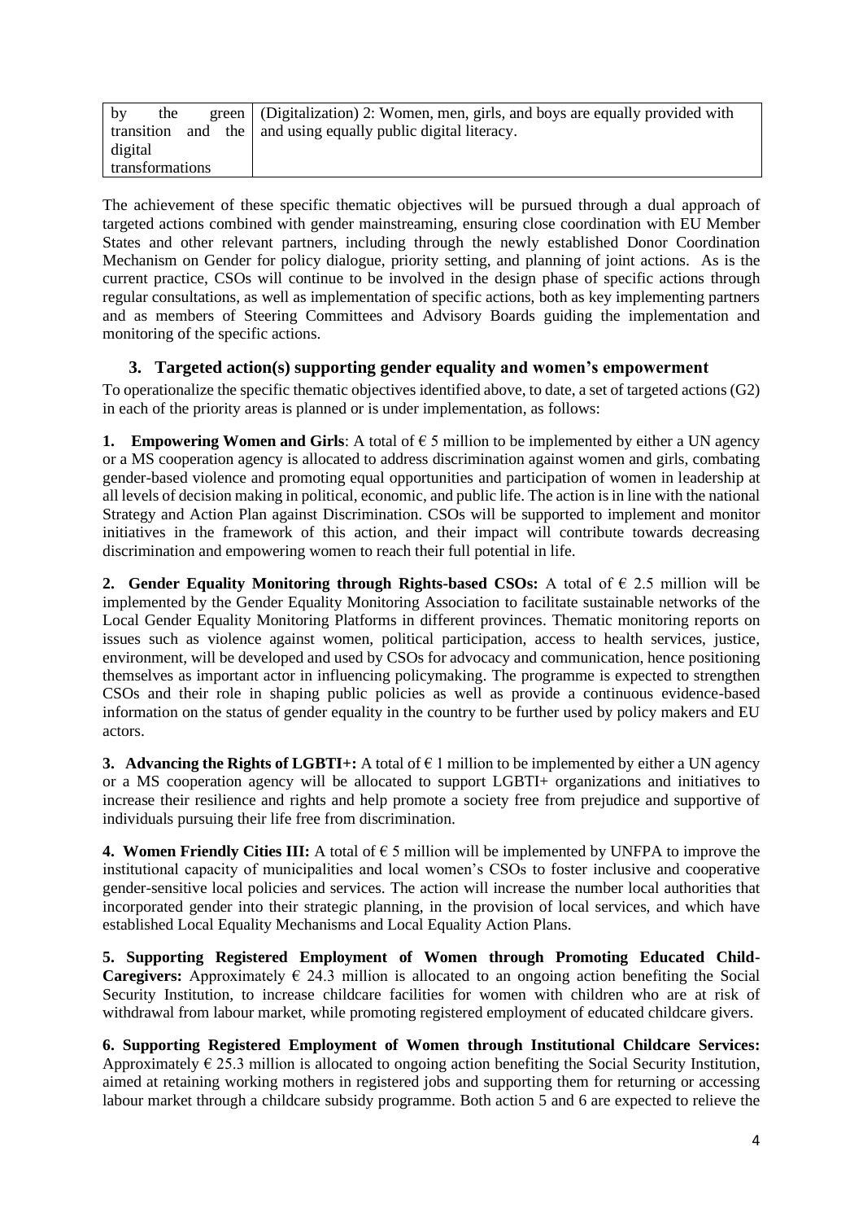| by the green transition and the digital transformations | (Digitalization) 2: Women, men, girls, and boys are equally provided with and using equally public digital literacy. |
|---|---|

The achievement of these specific thematic objectives will be pursued through a dual approach of targeted actions combined with gender mainstreaming, ensuring close coordination with EU Member States and other relevant partners, including through the newly established Donor Coordination Mechanism on Gender for policy dialogue, priority setting, and planning of joint actions. As is the current practice, CSOs will continue to be involved in the design phase of specific actions through regular consultations, as well as implementation of specific actions, both as key implementing partners and as members of Steering Committees and Advisory Boards guiding the implementation and monitoring of the specific actions.

## 3. Targeted action(s) supporting gender equality and women's empowerment

To operationalize the specific thematic objectives identified above, to date, a set of targeted actions (G2) in each of the priority areas is planned or is under implementation, as follows:

**1. Empowering Women and Girls**: A total of € 5 million to be implemented by either a UN agency or a MS cooperation agency is allocated to address discrimination against women and girls, combating gender-based violence and promoting equal opportunities and participation of women in leadership at all levels of decision making in political, economic, and public life. The action is in line with the national Strategy and Action Plan against Discrimination. CSOs will be supported to implement and monitor initiatives in the framework of this action, and their impact will contribute towards decreasing discrimination and empowering women to reach their full potential in life.

**2. Gender Equality Monitoring through Rights-based CSOs:** A total of € 2.5 million will be implemented by the Gender Equality Monitoring Association to facilitate sustainable networks of the Local Gender Equality Monitoring Platforms in different provinces. Thematic monitoring reports on issues such as violence against women, political participation, access to health services, justice, environment, will be developed and used by CSOs for advocacy and communication, hence positioning themselves as important actor in influencing policymaking. The programme is expected to strengthen CSOs and their role in shaping public policies as well as provide a continuous evidence-based information on the status of gender equality in the country to be further used by policy makers and EU actors.

**3. Advancing the Rights of LGBTI+:** A total of € 1 million to be implemented by either a UN agency or a MS cooperation agency will be allocated to support LGBTI+ organizations and initiatives to increase their resilience and rights and help promote a society free from prejudice and supportive of individuals pursuing their life free from discrimination.

**4. Women Friendly Cities III:** A total of € 5 million will be implemented by UNFPA to improve the institutional capacity of municipalities and local women's CSOs to foster inclusive and cooperative gender-sensitive local policies and services. The action will increase the number local authorities that incorporated gender into their strategic planning, in the provision of local services, and which have established Local Equality Mechanisms and Local Equality Action Plans.

**5. Supporting Registered Employment of Women through Promoting Educated Child-Caregivers:** Approximately € 24.3 million is allocated to an ongoing action benefiting the Social Security Institution, to increase childcare facilities for women with children who are at risk of withdrawal from labour market, while promoting registered employment of educated childcare givers.

**6. Supporting Registered Employment of Women through Institutional Childcare Services:** Approximately € 25.3 million is allocated to ongoing action benefiting the Social Security Institution, aimed at retaining working mothers in registered jobs and supporting them for returning or accessing labour market through a childcare subsidy programme. Both action 5 and 6 are expected to relieve the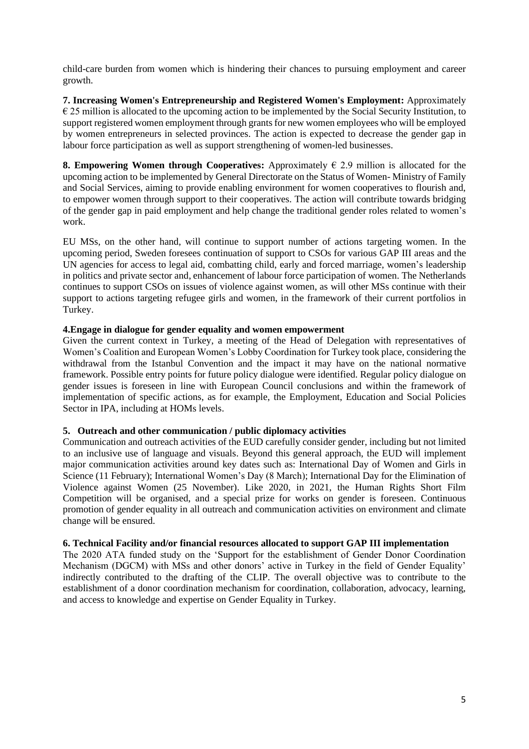child-care burden from women which is hindering their chances to pursuing employment and career growth.

**7. Increasing Women's Entrepreneurship and Registered Women's Employment:** Approximately € 25 million is allocated to the upcoming action to be implemented by the Social Security Institution, to support registered women employment through grants for new women employees who will be employed by women entrepreneurs in selected provinces. The action is expected to decrease the gender gap in labour force participation as well as support strengthening of women-led businesses.

**8. Empowering Women through Cooperatives:** Approximately € 2.9 million is allocated for the upcoming action to be implemented by General Directorate on the Status of Women- Ministry of Family and Social Services, aiming to provide enabling environment for women cooperatives to flourish and, to empower women through support to their cooperatives. The action will contribute towards bridging of the gender gap in paid employment and help change the traditional gender roles related to women's work.

EU MSs, on the other hand, will continue to support number of actions targeting women. In the upcoming period, Sweden foresees continuation of support to CSOs for various GAP III areas and the UN agencies for access to legal aid, combatting child, early and forced marriage, women's leadership in politics and private sector and, enhancement of labour force participation of women. The Netherlands continues to support CSOs on issues of violence against women, as will other MSs continue with their support to actions targeting refugee girls and women, in the framework of their current portfolios in Turkey.

#### 4.Engage in dialogue for gender equality and women empowerment

Given the current context in Turkey, a meeting of the Head of Delegation with representatives of Women's Coalition and European Women's Lobby Coordination for Turkey took place, considering the withdrawal from the Istanbul Convention and the impact it may have on the national normative framework. Possible entry points for future policy dialogue were identified. Regular policy dialogue on gender issues is foreseen in line with European Council conclusions and within the framework of implementation of specific actions, as for example, the Employment, Education and Social Policies Sector in IPA, including at HOMs levels.

#### 5. Outreach and other communication / public diplomacy activities

Communication and outreach activities of the EUD carefully consider gender, including but not limited to an inclusive use of language and visuals. Beyond this general approach, the EUD will implement major communication activities around key dates such as: International Day of Women and Girls in Science (11 February); International Women's Day (8 March); International Day for the Elimination of Violence against Women (25 November). Like 2020, in 2021, the Human Rights Short Film Competition will be organised, and a special prize for works on gender is foreseen. Continuous promotion of gender equality in all outreach and communication activities on environment and climate change will be ensured.

#### 6. Technical Facility and/or financial resources allocated to support GAP III implementation

The 2020 ATA funded study on the 'Support for the establishment of Gender Donor Coordination Mechanism (DGCM) with MSs and other donors' active in Turkey in the field of Gender Equality' indirectly contributed to the drafting of the CLIP. The overall objective was to contribute to the establishment of a donor coordination mechanism for coordination, collaboration, advocacy, learning, and access to knowledge and expertise on Gender Equality in Turkey.